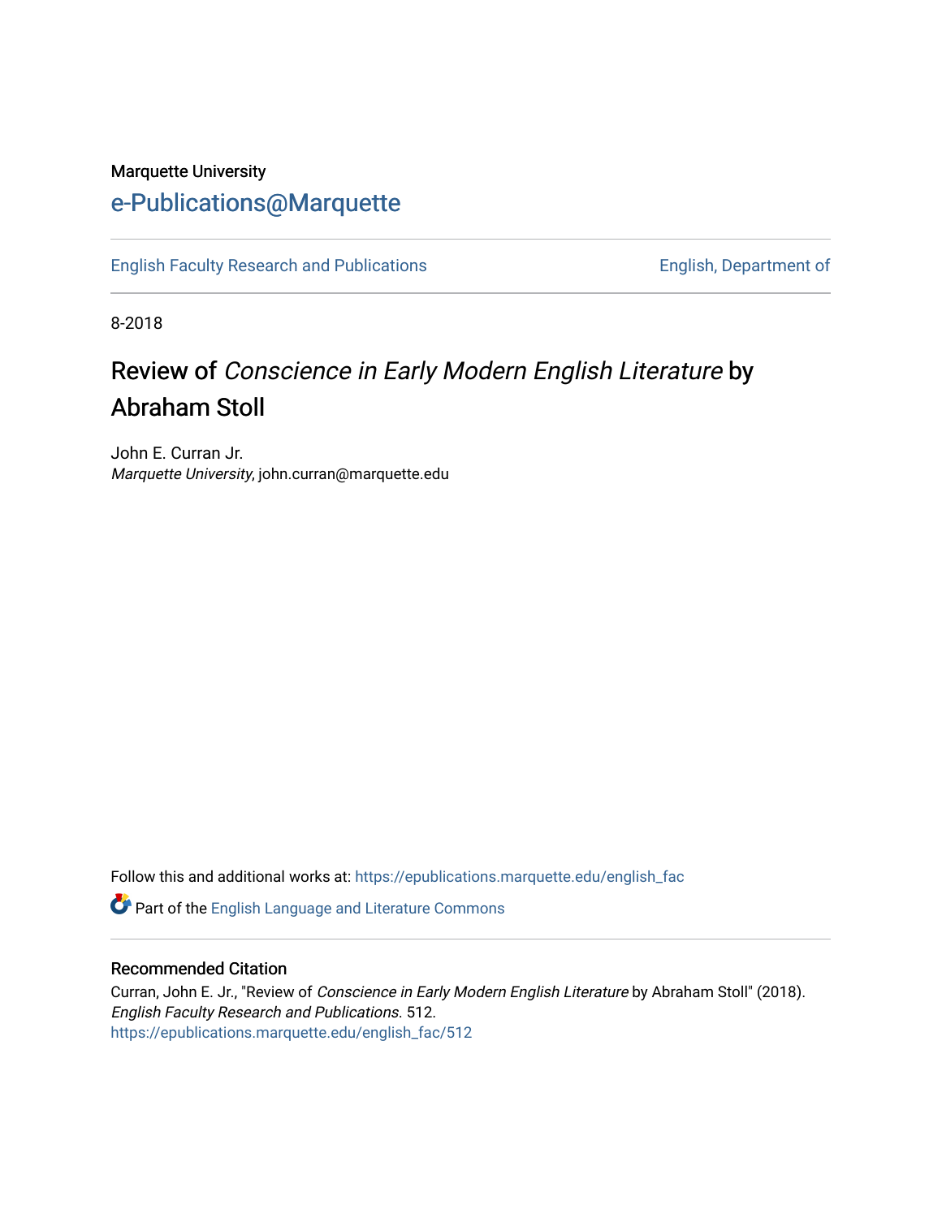Marquette University

# e-Publications@Marquette

English Faculty Research and Publications | English, Department of

8-2018

# Review of *Conscience in Early Modern English Literature* by Abraham Stoll

John E. Curran Jr.
*Marquette University*, john.curran@marquette.edu

Follow this and additional works at: https://epublications.marquette.edu/english_fac

Part of the English Language and Literature Commons

## Recommended Citation

Curran, John E. Jr., "Review of *Conscience in Early Modern English Literature* by Abraham Stoll" (2018). *English Faculty Research and Publications*. 512.
https://epublications.marquette.edu/english_fac/512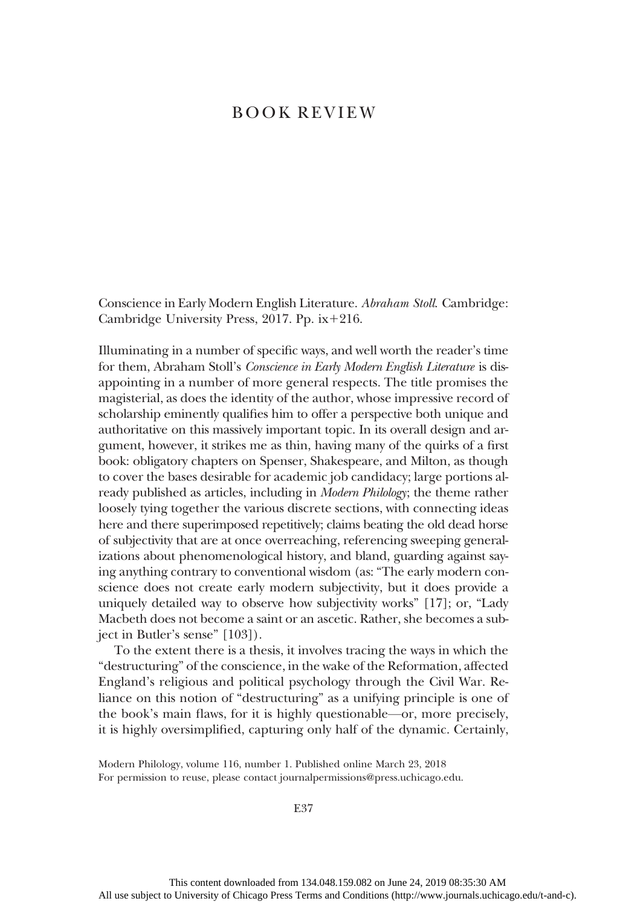# BOOK REVIEW

Conscience in Early Modern English Literature. *Abraham Stoll.* Cambridge: Cambridge University Press, 2017. Pp. ix+216.

Illuminating in a number of specific ways, and well worth the reader's time for them, Abraham Stoll's *Conscience in Early Modern English Literature* is disappointing in a number of more general respects. The title promises the magisterial, as does the identity of the author, whose impressive record of scholarship eminently qualifies him to offer a perspective both unique and authoritative on this massively important topic. In its overall design and argument, however, it strikes me as thin, having many of the quirks of a first book: obligatory chapters on Spenser, Shakespeare, and Milton, as though to cover the bases desirable for academic job candidacy; large portions already published as articles, including in *Modern Philology*; the theme rather loosely tying together the various discrete sections, with connecting ideas here and there superimposed repetitively; claims beating the old dead horse of subjectivity that are at once overreaching, referencing sweeping generalizations about phenomenological history, and bland, guarding against saying anything contrary to conventional wisdom (as: "The early modern conscience does not create early modern subjectivity, but it does provide a uniquely detailed way to observe how subjectivity works" [17]; or, "Lady Macbeth does not become a saint or an ascetic. Rather, she becomes a subject in Butler's sense" [103]).

To the extent there is a thesis, it involves tracing the ways in which the "destructuring" of the conscience, in the wake of the Reformation, affected England's religious and political psychology through the Civil War. Reliance on this notion of "destructuring" as a unifying principle is one of the book's main flaws, for it is highly questionable—or, more precisely, it is highly oversimplified, capturing only half of the dynamic. Certainly,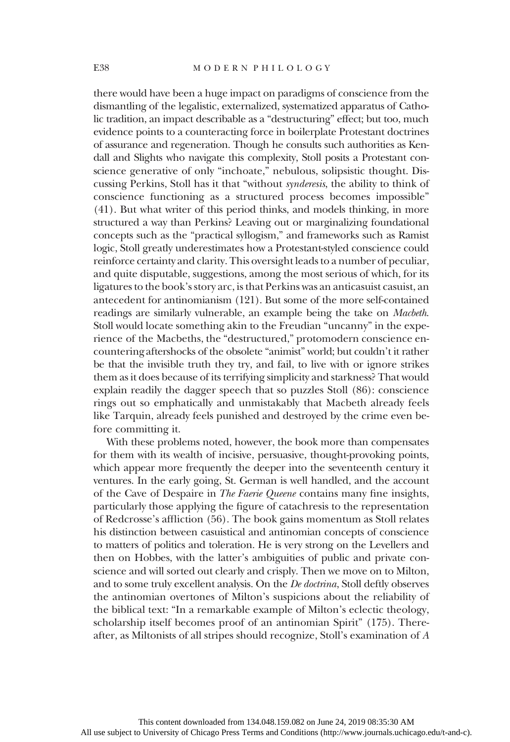there would have been a huge impact on paradigms of conscience from the dismantling of the legalistic, externalized, systematized apparatus of Catholic tradition, an impact describable as a "destructuring" effect; but too, much evidence points to a counteracting force in boilerplate Protestant doctrines of assurance and regeneration. Though he consults such authorities as Kendall and Slights who navigate this complexity, Stoll posits a Protestant conscience generative of only "inchoate," nebulous, solipsistic thought. Discussing Perkins, Stoll has it that "without *synderesis*, the ability to think of conscience functioning as a structured process becomes impossible" (41). But what writer of this period thinks, and models thinking, in more structured a way than Perkins? Leaving out or marginalizing foundational concepts such as the "practical syllogism," and frameworks such as Ramist logic, Stoll greatly underestimates how a Protestant-styled conscience could reinforce certainty and clarity. This oversight leads to a number of peculiar, and quite disputable, suggestions, among the most serious of which, for its ligatures to the book's story arc, is that Perkins was an anticasuist casuist, an antecedent for antinomianism (121). But some of the more self-contained readings are similarly vulnerable, an example being the take on *Macbeth*. Stoll would locate something akin to the Freudian "uncanny" in the experience of the Macbeths, the "destructured," protomodern conscience encountering aftershocks of the obsolete "animist" world; but couldn't it rather be that the invisible truth they try, and fail, to live with or ignore strikes them as it does because of its terrifying simplicity and starkness? That would explain readily the dagger speech that so puzzles Stoll (86): conscience rings out so emphatically and unmistakably that Macbeth already feels like Tarquin, already feels punished and destroyed by the crime even before committing it.

With these problems noted, however, the book more than compensates for them with its wealth of incisive, persuasive, thought-provoking points, which appear more frequently the deeper into the seventeenth century it ventures. In the early going, St. German is well handled, and the account of the Cave of Despaire in *The Faerie Queene* contains many fine insights, particularly those applying the figure of catachresis to the representation of Redcrosse's affliction (56). The book gains momentum as Stoll relates his distinction between casuistical and antinomian concepts of conscience to matters of politics and toleration. He is very strong on the Levellers and then on Hobbes, with the latter's ambiguities of public and private conscience and will sorted out clearly and crisply. Then we move on to Milton, and to some truly excellent analysis. On the *De doctrina*, Stoll deftly observes the antinomian overtones of Milton's suspicions about the reliability of the biblical text: "In a remarkable example of Milton's eclectic theology, scholarship itself becomes proof of an antinomian Spirit" (175). Thereafter, as Miltonists of all stripes should recognize, Stoll's examination of *A*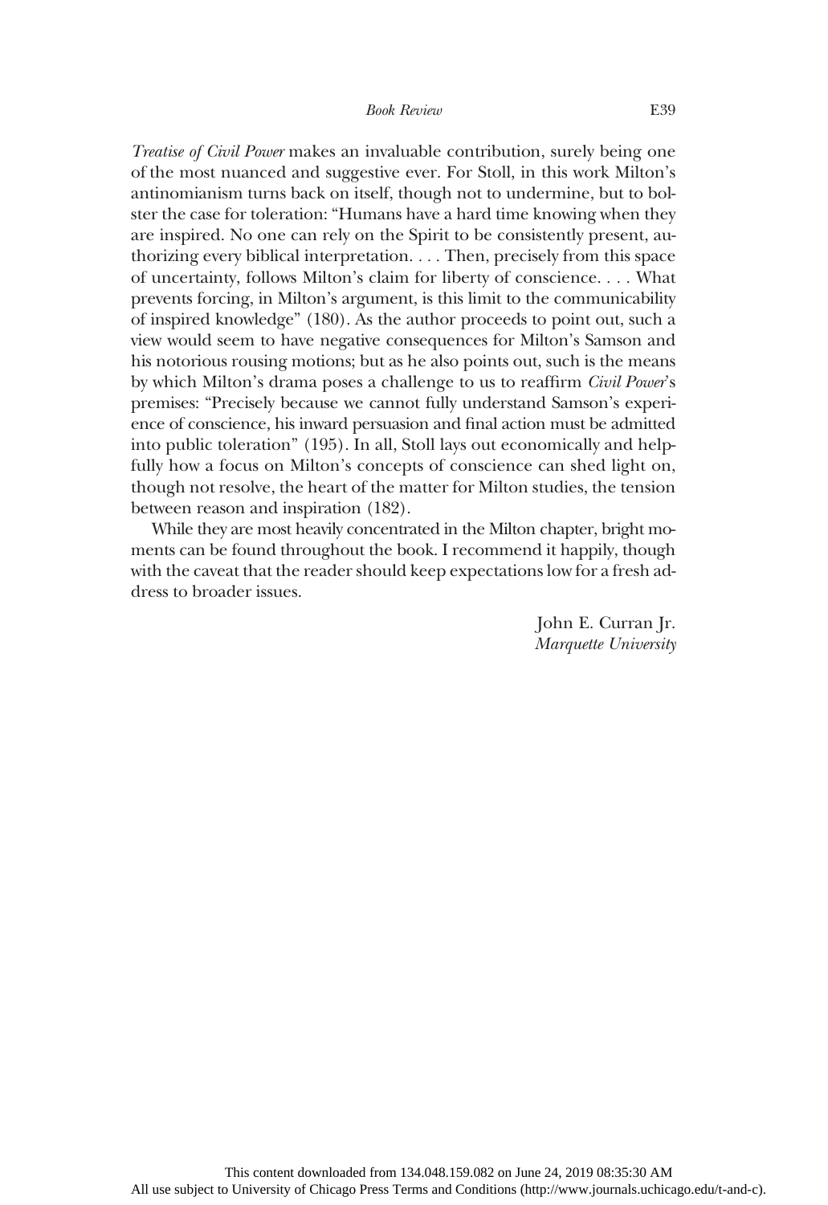*Treatise of Civil Power* makes an invaluable contribution, surely being one of the most nuanced and suggestive ever. For Stoll, in this work Milton's antinomianism turns back on itself, though not to undermine, but to bolster the case for toleration: "Humans have a hard time knowing when they are inspired. No one can rely on the Spirit to be consistently present, authorizing every biblical interpretation. . . . Then, precisely from this space of uncertainty, follows Milton's claim for liberty of conscience. . . . What prevents forcing, in Milton's argument, is this limit to the communicability of inspired knowledge" (180). As the author proceeds to point out, such a view would seem to have negative consequences for Milton's Samson and his notorious rousing motions; but as he also points out, such is the means by which Milton's drama poses a challenge to us to reaffirm *Civil Power*'s premises: "Precisely because we cannot fully understand Samson's experience of conscience, his inward persuasion and final action must be admitted into public toleration" (195). In all, Stoll lays out economically and helpfully how a focus on Milton's concepts of conscience can shed light on, though not resolve, the heart of the matter for Milton studies, the tension between reason and inspiration (182).

While they are most heavily concentrated in the Milton chapter, bright moments can be found throughout the book. I recommend it happily, though with the caveat that the reader should keep expectations low for a fresh address to broader issues.

John E. Curran Jr.
*Marquette University*